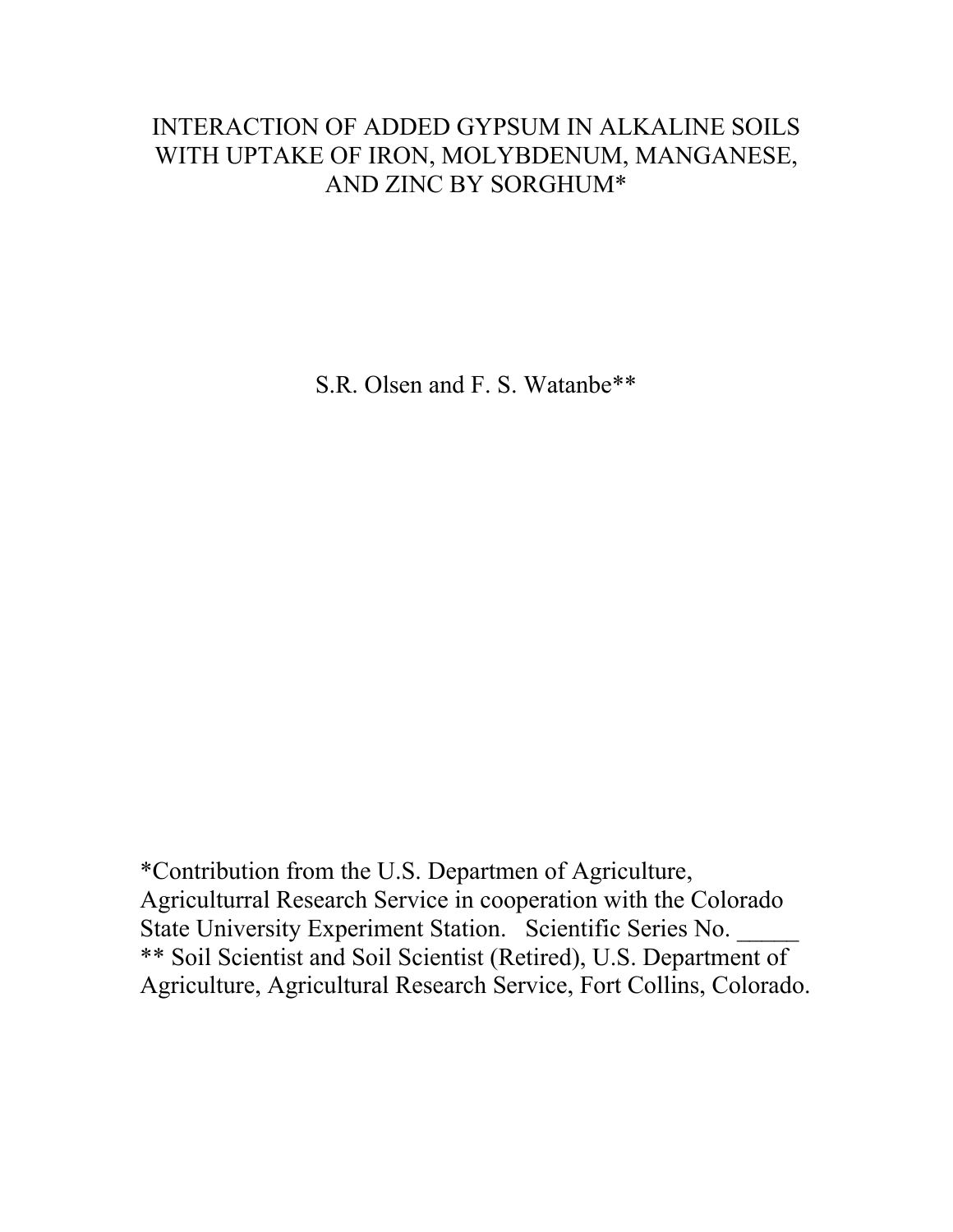# INTERACTION OF ADDED GYPSUM IN ALKALINE SOILS WITH UPTAKE OF IRON, MOLYBDENUM, MANGANESE, AND ZINC BY SORGHUM*

S.R. Olsen and F. S. Watanbe**

*Contribution from the U.S. Departmen of Agriculture, Agriculturral Research Service in cooperation with the Colorado State University Experiment Station. Scientific Series No. _____

** Soil Scientist and Soil Scientist (Retired), U.S. Department of Agriculture, Agricultural Research Service, Fort Collins, Colorado.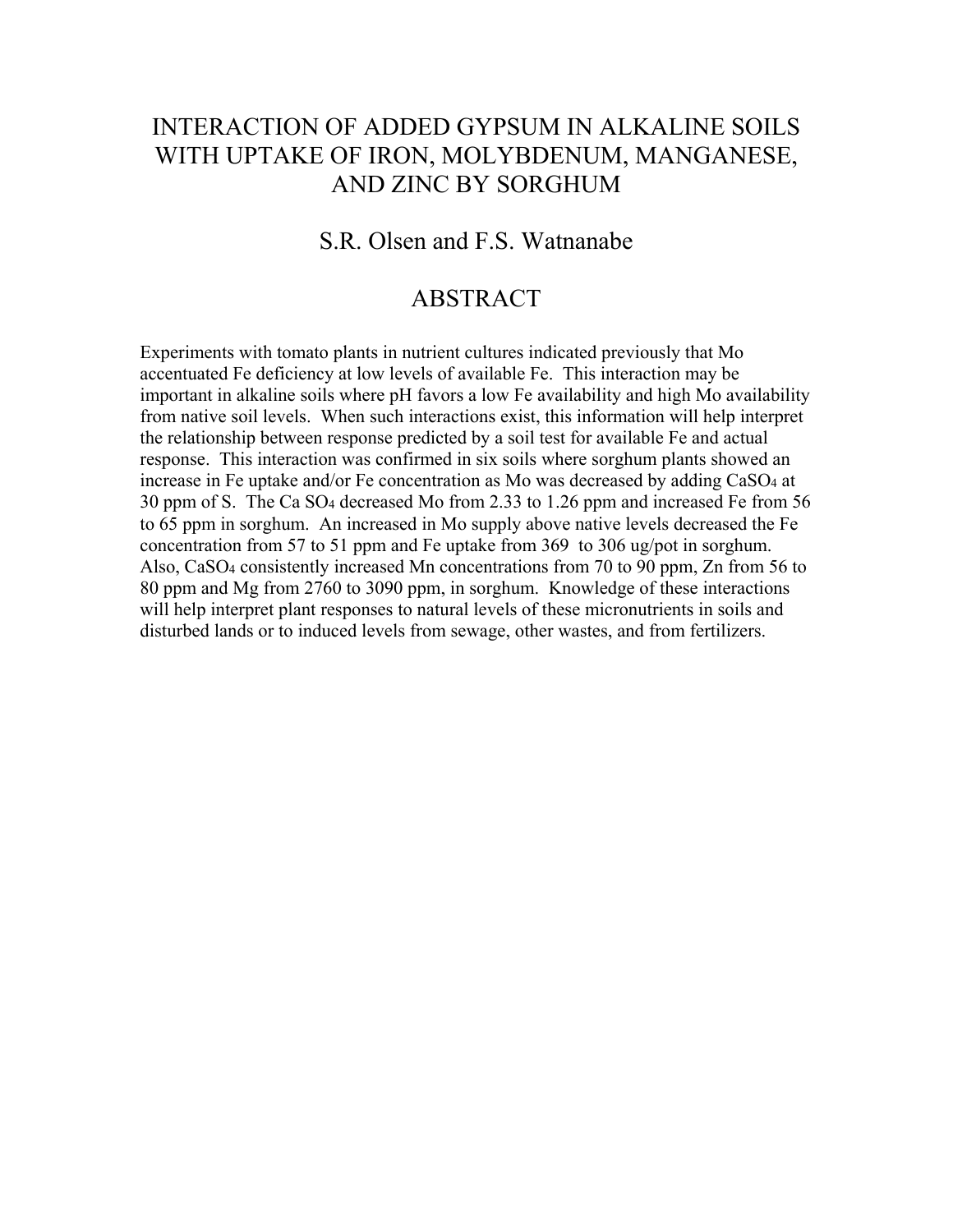# INTERACTION OF ADDED GYPSUM IN ALKALINE SOILS WITH UPTAKE OF IRON, MOLYBDENUM, MANGANESE, AND ZINC BY SORGHUM

S.R. Olsen and F.S. Watnanabe

## ABSTRACT

Experiments with tomato plants in nutrient cultures indicated previously that Mo accentuated Fe deficiency at low levels of available Fe. This interaction may be important in alkaline soils where pH favors a low Fe availability and high Mo availability from native soil levels. When such interactions exist, this information will help interpret the relationship between response predicted by a soil test for available Fe and actual response. This interaction was confirmed in six soils where sorghum plants showed an increase in Fe uptake and/or Fe concentration as Mo was decreased by adding $CaSO_4$ at 30 ppm of S. The Ca $SO_4$ decreased Mo from 2.33 to 1.26 ppm and increased Fe from 56 to 65 ppm in sorghum. An increased in Mo supply above native levels decreased the Fe concentration from 57 to 51 ppm and Fe uptake from 369 to 306 ug/pot in sorghum. Also, $CaSO_4$ consistently increased Mn concentrations from 70 to 90 ppm, Zn from 56 to 80 ppm and Mg from 2760 to 3090 ppm, in sorghum. Knowledge of these interactions will help interpret plant responses to natural levels of these micronutrients in soils and disturbed lands or to induced levels from sewage, other wastes, and from fertilizers.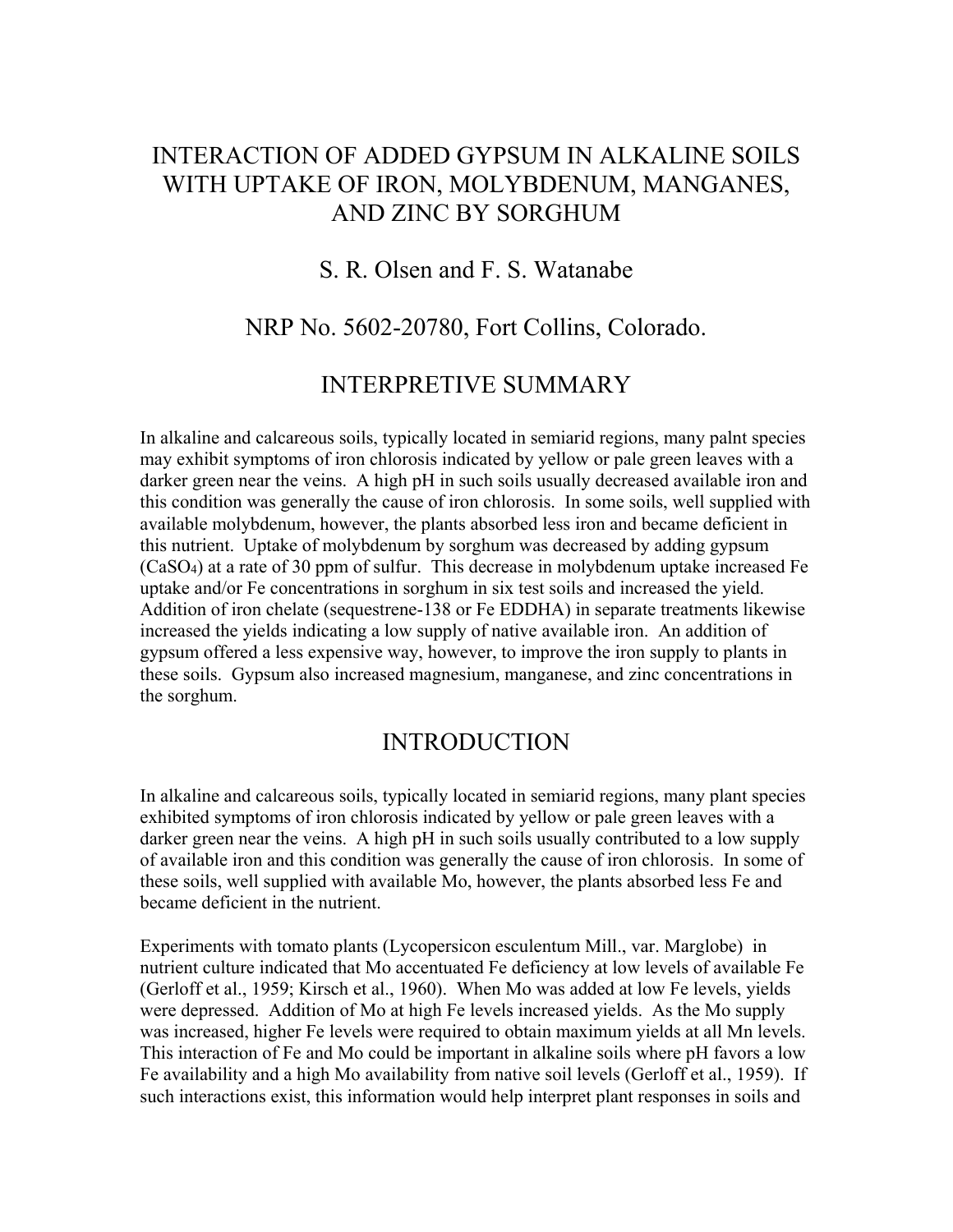# INTERACTION OF ADDED GYPSUM IN ALKALINE SOILS WITH UPTAKE OF IRON, MOLYBDENUM, MANGANES, AND ZINC BY SORGHUM

## S. R. Olsen and F. S. Watanabe

## NRP No. 5602-20780, Fort Collins, Colorado.

## INTERPRETIVE SUMMARY

In alkaline and calcareous soils, typically located in semiarid regions, many palnt species may exhibit symptoms of iron chlorosis indicated by yellow or pale green leaves with a darker green near the veins. A high pH in such soils usually decreased available iron and this condition was generally the cause of iron chlorosis. In some soils, well supplied with available molybdenum, however, the plants absorbed less iron and became deficient in this nutrient. Uptake of molybdenum by sorghum was decreased by adding gypsum ($CaSO_4$) at a rate of 30 ppm of sulfur. This decrease in molybdenum uptake increased Fe uptake and/or Fe concentrations in sorghum in six test soils and increased the yield. Addition of iron chelate (sequestrene-138 or Fe EDDHA) in separate treatments likewise increased the yields indicating a low supply of native available iron. An addition of gypsum offered a less expensive way, however, to improve the iron supply to plants in these soils. Gypsum also increased magnesium, manganese, and zinc concentrations in the sorghum.

## INTRODUCTION

In alkaline and calcareous soils, typically located in semiarid regions, many plant species exhibited symptoms of iron chlorosis indicated by yellow or pale green leaves with a darker green near the veins. A high pH in such soils usually contributed to a low supply of available iron and this condition was generally the cause of iron chlorosis. In some of these soils, well supplied with available Mo, however, the plants absorbed less Fe and became deficient in the nutrient.

Experiments with tomato plants (Lycopersicon esculentum Mill., var. Marglobe) in nutrient culture indicated that Mo accentuated Fe deficiency at low levels of available Fe (Gerloff et al., 1959; Kirsch et al., 1960). When Mo was added at low Fe levels, yields were depressed. Addition of Mo at high Fe levels increased yields. As the Mo supply was increased, higher Fe levels were required to obtain maximum yields at all Mn levels. This interaction of Fe and Mo could be important in alkaline soils where pH favors a low Fe availability and a high Mo availability from native soil levels (Gerloff et al., 1959). If such interactions exist, this information would help interpret plant responses in soils and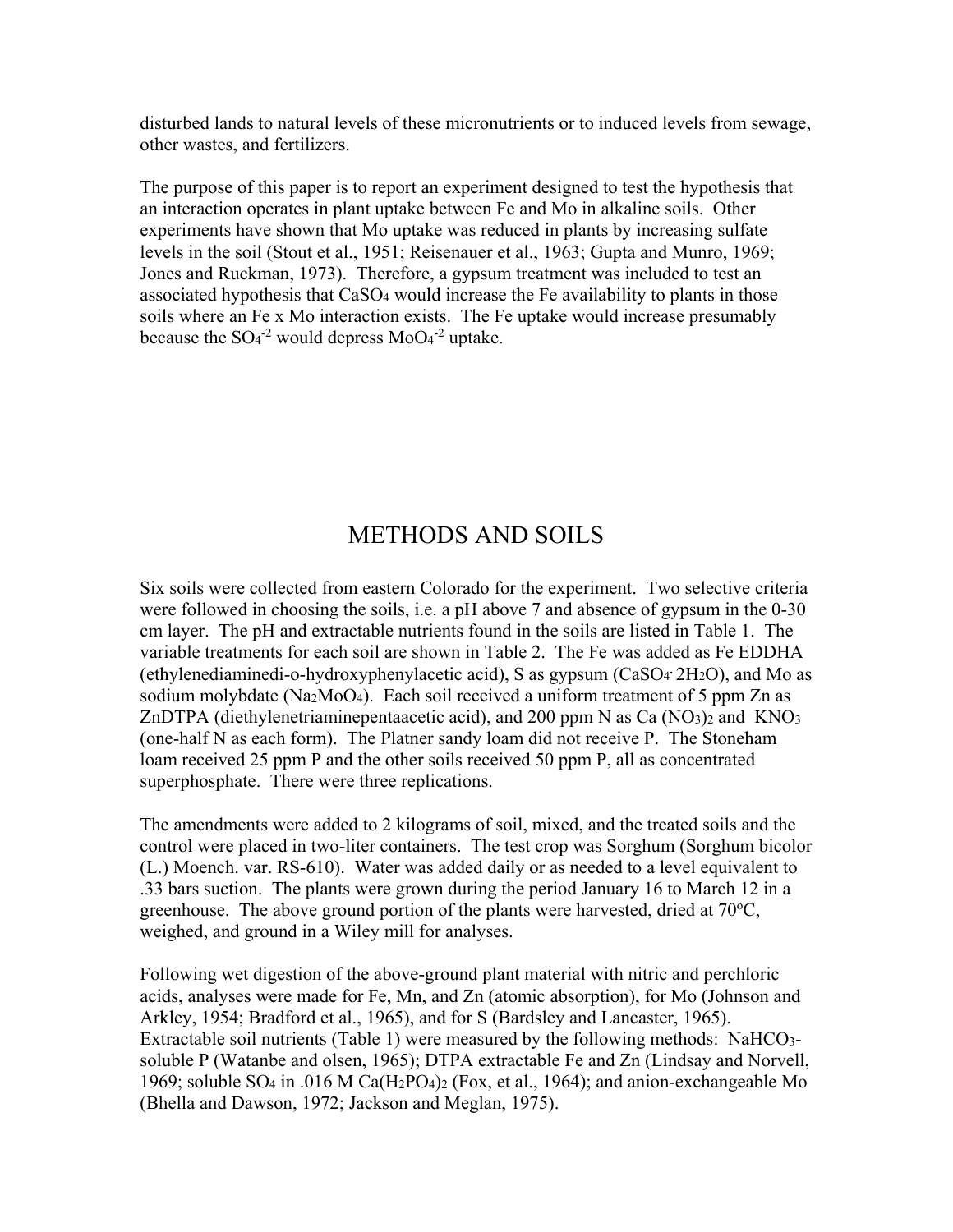disturbed lands to natural levels of these micronutrients or to induced levels from sewage, other wastes, and fertilizers.

The purpose of this paper is to report an experiment designed to test the hypothesis that an interaction operates in plant uptake between Fe and Mo in alkaline soils. Other experiments have shown that Mo uptake was reduced in plants by increasing sulfate levels in the soil (Stout et al., 1951; Reisenauer et al., 1963; Gupta and Munro, 1969; Jones and Ruckman, 1973). Therefore, a gypsum treatment was included to test an associated hypothesis that $CaSO_4$ would increase the Fe availability to plants in those soils where an Fe x Mo interaction exists. The Fe uptake would increase presumably because the $SO_4^{-2}$ would depress $MoO_4^{-2}$ uptake.

# METHODS AND SOILS

Six soils were collected from eastern Colorado for the experiment. Two selective criteria were followed in choosing the soils, i.e. a pH above 7 and absence of gypsum in the 0-30 cm layer. The pH and extractable nutrients found in the soils are listed in Table 1. The variable treatments for each soil are shown in Table 2. The Fe was added as Fe EDDHA (ethylenediaminedi-o-hydroxyphenylacetic acid), S as gypsum ($CaSO_4 \cdot 2H_2O$), and Mo as sodium molybdate ($Na_2MoO_4$). Each soil received a uniform treatment of 5 ppm Zn as ZnDTPA (diethylenetriaminepentaacetic acid), and 200 ppm N as $Ca(NO_3)_2$ and $KNO_3$ (one-half N as each form). The Platner sandy loam did not receive P. The Stoneham loam received 25 ppm P and the other soils received 50 ppm P, all as concentrated superphosphate. There were three replications.

The amendments were added to 2 kilograms of soil, mixed, and the treated soils and the control were placed in two-liter containers. The test crop was Sorghum (Sorghum bicolor (L.) Moench. var. RS-610). Water was added daily or as needed to a level equivalent to .33 bars suction. The plants were grown during the period January 16 to March 12 in a greenhouse. The above ground portion of the plants were harvested, dried at 70°C, weighed, and ground in a Wiley mill for analyses.

Following wet digestion of the above-ground plant material with nitric and perchloric acids, analyses were made for Fe, Mn, and Zn (atomic absorption), for Mo (Johnson and Arkley, 1954; Bradford et al., 1965), and for S (Bardsley and Lancaster, 1965). Extractable soil nutrients (Table 1) were measured by the following methods: $NaHCO_3$-soluble P (Watanbe and olsen, 1965); DTPA extractable Fe and Zn (Lindsay and Norvell, 1969; soluble $SO_4$ in .016 M $Ca(H_2PO_4)_2$ (Fox, et al., 1964); and anion-exchangeable Mo (Bhella and Dawson, 1972; Jackson and Meglan, 1975).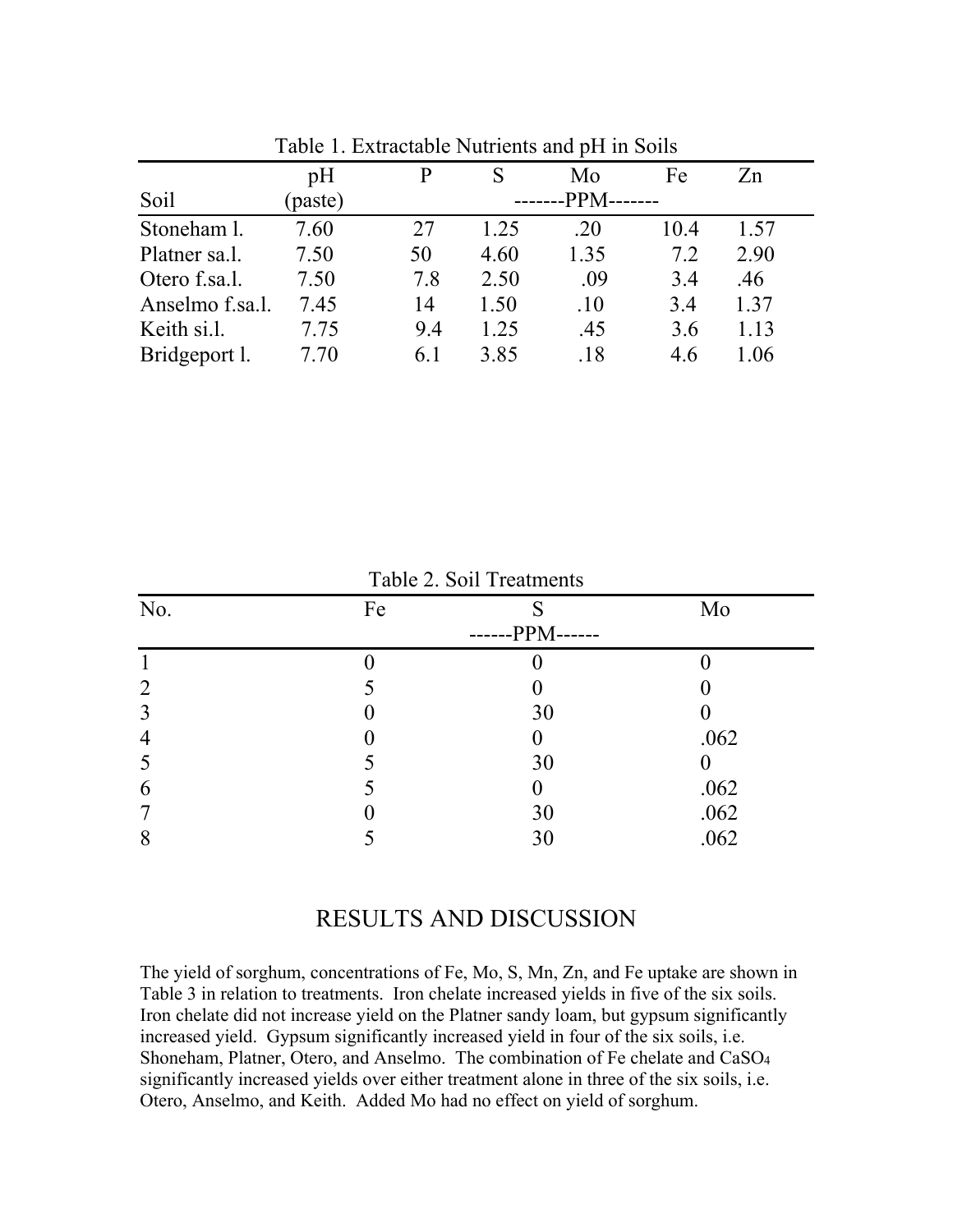Table 1. Extractable Nutrients and pH in Soils

| Soil | pH (paste) | P | S | Mo | Fe | Zn |
|---|---|---|---|---|---|---|
| | | -------PPM------- | | | | |
| Stoneham l. | 7.60 | 27 | 1.25 | .20 | 10.4 | 1.57 |
| Platner sa.l. | 7.50 | 50 | 4.60 | 1.35 | 7.2 | 2.90 |
| Otero f.sa.l. | 7.50 | 7.8 | 2.50 | .09 | 3.4 | .46 |
| Anselmo f.sa.l. | 7.45 | 14 | 1.50 | .10 | 3.4 | 1.37 |
| Keith si.l. | 7.75 | 9.4 | 1.25 | .45 | 3.6 | 1.13 |
| Bridgeport l. | 7.70 | 6.1 | 3.85 | .18 | 4.6 | 1.06 |

Table 2. Soil Treatments

| No. | Fe | S | Mo |
|---|---|---|---|
| | | ------PPM------ | |
| 1 | 0 | 0 | 0 |
| 2 | 5 | 0 | 0 |
| 3 | 0 | 30 | 0 |
| 4 | 0 | 0 | .062 |
| 5 | 5 | 30 | 0 |
| 6 | 5 | 0 | .062 |
| 7 | 0 | 30 | .062 |
| 8 | 5 | 30 | .062 |

## RESULTS AND DISCUSSION

The yield of sorghum, concentrations of Fe, Mo, S, Mn, Zn, and Fe uptake are shown in Table 3 in relation to treatments. Iron chelate increased yields in five of the six soils. Iron chelate did not increase yield on the Platner sandy loam, but gypsum significantly increased yield. Gypsum significantly increased yield in four of the six soils, i.e. Shoneham, Platner, Otero, and Anselmo. The combination of Fe chelate and $CaSO_4$ significantly increased yields over either treatment alone in three of the six soils, i.e. Otero, Anselmo, and Keith. Added Mo had no effect on yield of sorghum.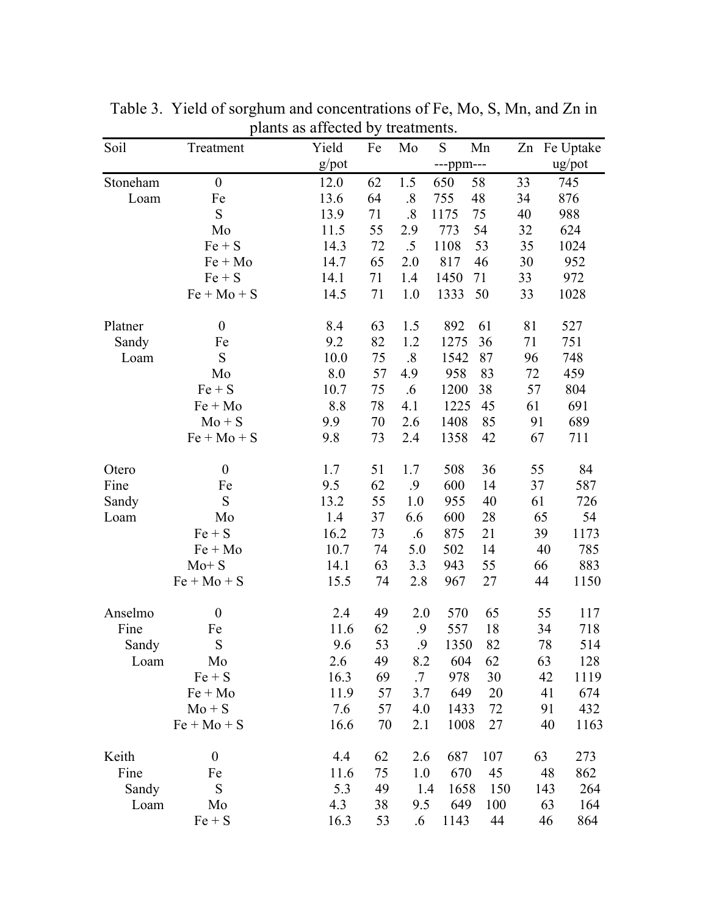Table 3. Yield of sorghum and concentrations of Fe, Mo, S, Mn, and Zn in plants as affected by treatments.

| Soil | Treatment | Yield g/pot | Fe | Mo | S | Mn | Zn | Fe Uptake ug/pot |
|---|---|---|---|---|---|---|---|---|
| | | | | | ---ppm--- | | | |
| Stoneham Loam | 0 | 12.0 | 62 | 1.5 | 650 | 58 | 33 | 745 |
| | Fe | 13.6 | 64 | .8 | 755 | 48 | 34 | 876 |
| | S | 13.9 | 71 | .8 | 1175 | 75 | 40 | 988 |
| | Mo | 11.5 | 55 | 2.9 | 773 | 54 | 32 | 624 |
| | Fe + S | 14.3 | 72 | .5 | 1108 | 53 | 35 | 1024 |
| | Fe + Mo | 14.7 | 65 | 2.0 | 817 | 46 | 30 | 952 |
| | Fe + S | 14.1 | 71 | 1.4 | 1450 | 71 | 33 | 972 |
| | Fe + Mo + S | 14.5 | 71 | 1.0 | 1333 | 50 | 33 | 1028 |
| Platner Sandy Loam | 0 | 8.4 | 63 | 1.5 | 892 | 61 | 81 | 527 |
| | Fe | 9.2 | 82 | 1.2 | 1275 | 36 | 71 | 751 |
| | S | 10.0 | 75 | .8 | 1542 | 87 | 96 | 748 |
| | Mo | 8.0 | 57 | 4.9 | 958 | 83 | 72 | 459 |
| | Fe + S | 10.7 | 75 | .6 | 1200 | 38 | 57 | 804 |
| | Fe + Mo | 8.8 | 78 | 4.1 | 1225 | 45 | 61 | 691 |
| | Mo + S | 9.9 | 70 | 2.6 | 1408 | 85 | 91 | 689 |
| | Fe + Mo + S | 9.8 | 73 | 2.4 | 1358 | 42 | 67 | 711 |
| Otero Fine Sandy Loam | 0 | 1.7 | 51 | 1.7 | 508 | 36 | 55 | 84 |
| | Fe | 9.5 | 62 | .9 | 600 | 14 | 37 | 587 |
| | S | 13.2 | 55 | 1.0 | 955 | 40 | 61 | 726 |
| | Mo | 1.4 | 37 | 6.6 | 600 | 28 | 65 | 54 |
| | Fe + S | 16.2 | 73 | .6 | 875 | 21 | 39 | 1173 |
| | Fe + Mo | 10.7 | 74 | 5.0 | 502 | 14 | 40 | 785 |
| | Mo+ S | 14.1 | 63 | 3.3 | 943 | 55 | 66 | 883 |
| | Fe + Mo + S | 15.5 | 74 | 2.8 | 967 | 27 | 44 | 1150 |
| Anselmo Fine Sandy Loam | 0 | 2.4 | 49 | 2.0 | 570 | 65 | 55 | 117 |
| | Fe | 11.6 | 62 | .9 | 557 | 18 | 34 | 718 |
| | S | 9.6 | 53 | .9 | 1350 | 82 | 78 | 514 |
| | Mo | 2.6 | 49 | 8.2 | 604 | 62 | 63 | 128 |
| | Fe + S | 16.3 | 69 | .7 | 978 | 30 | 42 | 1119 |
| | Fe + Mo | 11.9 | 57 | 3.7 | 649 | 20 | 41 | 674 |
| | Mo + S | 7.6 | 57 | 4.0 | 1433 | 72 | 91 | 432 |
| | Fe + Mo + S | 16.6 | 70 | 2.1 | 1008 | 27 | 40 | 1163 |
| Keith Fine Sandy Loam | 0 | 4.4 | 62 | 2.6 | 687 | 107 | 63 | 273 |
| | Fe | 11.6 | 75 | 1.0 | 670 | 45 | 48 | 862 |
| | S | 5.3 | 49 | 1.4 | 1658 | 150 | 143 | 264 |
| | Mo | 4.3 | 38 | 9.5 | 649 | 100 | 63 | 164 |
| | Fe + S | 16.3 | 53 | .6 | 1143 | 44 | 46 | 864 |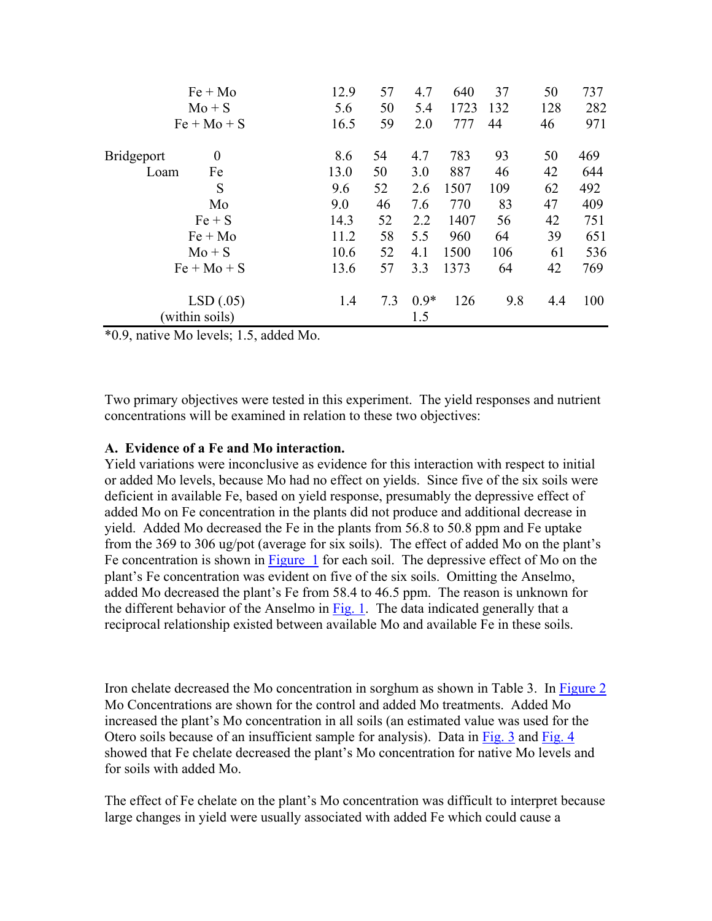| Soil | Treatment | | | | | | | |
|---|---|---|---|---|---|---|---|---|
| | Fe + Mo | 12.9 | 57 | 4.7 | 640 | 37 | 50 | 737 |
| | Mo + S | 5.6 | 50 | 5.4 | 1723 | 132 | 128 | 282 |
| | Fe + Mo + S | 16.5 | 59 | 2.0 | 777 | 44 | 46 | 971 |
| Bridgeport Loam | 0 | 8.6 | 54 | 4.7 | 783 | 93 | 50 | 469 |
| | Fe | 13.0 | 50 | 3.0 | 887 | 46 | 42 | 644 |
| | S | 9.6 | 52 | 2.6 | 1507 | 109 | 62 | 492 |
| | Mo | 9.0 | 46 | 7.6 | 770 | 83 | 47 | 409 |
| | Fe + S | 14.3 | 52 | 2.2 | 1407 | 56 | 42 | 751 |
| | Fe + Mo | 11.2 | 58 | 5.5 | 960 | 64 | 39 | 651 |
| | Mo + S | 10.6 | 52 | 4.1 | 1500 | 106 | 61 | 536 |
| | Fe + Mo + S | 13.6 | 57 | 3.3 | 1373 | 64 | 42 | 769 |
| | LSD (.05) (within soils) | 1.4 | 7.3 | 0.9* 1.5 | 126 | 9.8 | 4.4 | 100 |

*0.9, native Mo levels; 1.5, added Mo.

Two primary objectives were tested in this experiment. The yield responses and nutrient concentrations will be examined in relation to these two objectives:

**A. Evidence of a Fe and Mo interaction.**
Yield variations were inconclusive as evidence for this interaction with respect to initial or added Mo levels, because Mo had no effect on yields. Since five of the six soils were deficient in available Fe, based on yield response, presumably the depressive effect of added Mo on Fe concentration in the plants did not produce and additional decrease in yield. Added Mo decreased the Fe in the plants from 56.8 to 50.8 ppm and Fe uptake from the 369 to 306 ug/pot (average for six soils). The effect of added Mo on the plant's Fe concentration is shown in Figure 1 for each soil. The depressive effect of Mo on the plant's Fe concentration was evident on five of the six soils. Omitting the Anselmo, added Mo decreased the plant's Fe from 58.4 to 46.5 ppm. The reason is unknown for the different behavior of the Anselmo in Fig. 1. The data indicated generally that a reciprocal relationship existed between available Mo and available Fe in these soils.

Iron chelate decreased the Mo concentration in sorghum as shown in Table 3. In Figure 2 Mo Concentrations are shown for the control and added Mo treatments. Added Mo increased the plant's Mo concentration in all soils (an estimated value was used for the Otero soils because of an insufficient sample for analysis). Data in Fig. 3 and Fig. 4 showed that Fe chelate decreased the plant's Mo concentration for native Mo levels and for soils with added Mo.

The effect of Fe chelate on the plant's Mo concentration was difficult to interpret because large changes in yield were usually associated with added Fe which could cause a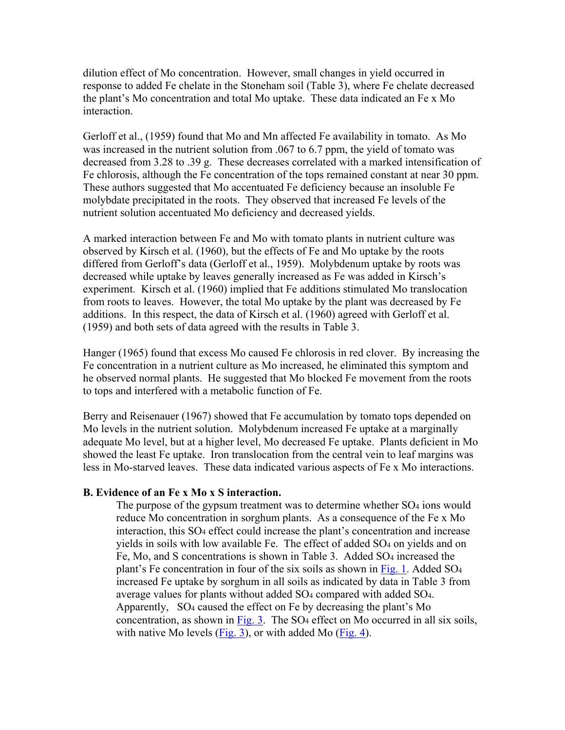dilution effect of Mo concentration. However, small changes in yield occurred in response to added Fe chelate in the Stoneham soil (Table 3), where Fe chelate decreased the plant's Mo concentration and total Mo uptake. These data indicated an Fe x Mo interaction.

Gerloff et al., (1959) found that Mo and Mn affected Fe availability in tomato. As Mo was increased in the nutrient solution from .067 to 6.7 ppm, the yield of tomato was decreased from 3.28 to .39 g. These decreases correlated with a marked intensification of Fe chlorosis, although the Fe concentration of the tops remained constant at near 30 ppm. These authors suggested that Mo accentuated Fe deficiency because an insoluble Fe molybdate precipitated in the roots. They observed that increased Fe levels of the nutrient solution accentuated Mo deficiency and decreased yields.

A marked interaction between Fe and Mo with tomato plants in nutrient culture was observed by Kirsch et al. (1960), but the effects of Fe and Mo uptake by the roots differed from Gerloff's data (Gerloff et al., 1959). Molybdenum uptake by roots was decreased while uptake by leaves generally increased as Fe was added in Kirsch's experiment. Kirsch et al. (1960) implied that Fe additions stimulated Mo translocation from roots to leaves. However, the total Mo uptake by the plant was decreased by Fe additions. In this respect, the data of Kirsch et al. (1960) agreed with Gerloff et al. (1959) and both sets of data agreed with the results in Table 3.

Hanger (1965) found that excess Mo caused Fe chlorosis in red clover. By increasing the Fe concentration in a nutrient culture as Mo increased, he eliminated this symptom and he observed normal plants. He suggested that Mo blocked Fe movement from the roots to tops and interfered with a metabolic function of Fe.

Berry and Reisenauer (1967) showed that Fe accumulation by tomato tops depended on Mo levels in the nutrient solution. Molybdenum increased Fe uptake at a marginally adequate Mo level, but at a higher level, Mo decreased Fe uptake. Plants deficient in Mo showed the least Fe uptake. Iron translocation from the central vein to leaf margins was less in Mo-starved leaves. These data indicated various aspects of Fe x Mo interactions.

**B. Evidence of an Fe x Mo x S interaction.**

The purpose of the gypsum treatment was to determine whether $SO_4$ ions would reduce Mo concentration in sorghum plants. As a consequence of the Fe x Mo interaction, this $SO_4$ effect could increase the plant's concentration and increase yields in soils with low available Fe. The effect of added $SO_4$ on yields and on Fe, Mo, and S concentrations is shown in Table 3. Added $SO_4$ increased the plant's Fe concentration in four of the six soils as shown in Fig. 1. Added $SO_4$ increased Fe uptake by sorghum in all soils as indicated by data in Table 3 from average values for plants without added $SO_4$ compared with added $SO_4$. Apparently, $SO_4$ caused the effect on Fe by decreasing the plant's Mo concentration, as shown in Fig. 3. The $SO_4$ effect on Mo occurred in all six soils, with native Mo levels (Fig. 3), or with added Mo (Fig. 4).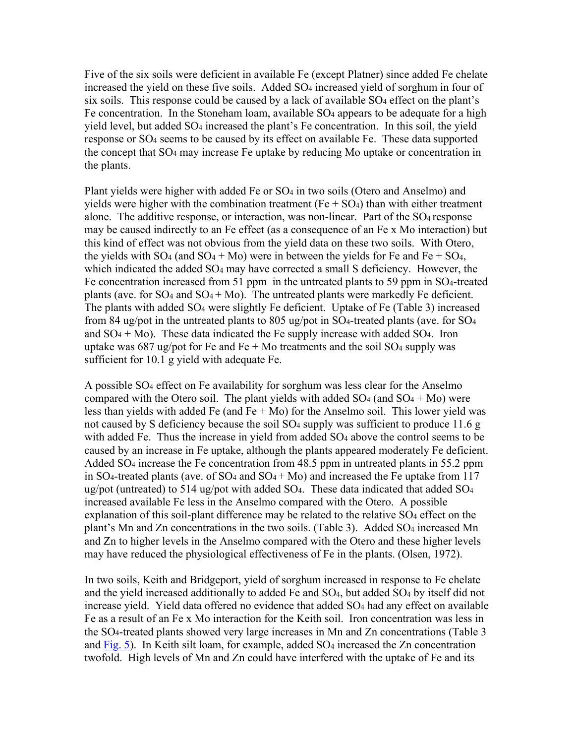Five of the six soils were deficient in available Fe (except Platner) since added Fe chelate increased the yield on these five soils. Added $SO_4$ increased yield of sorghum in four of six soils. This response could be caused by a lack of available $SO_4$ effect on the plant's Fe concentration. In the Stoneham loam, available $SO_4$ appears to be adequate for a high yield level, but added $SO_4$ increased the plant's Fe concentration. In this soil, the yield response or $SO_4$ seems to be caused by its effect on available Fe. These data supported the concept that $SO_4$ may increase Fe uptake by reducing Mo uptake or concentration in the plants.

Plant yields were higher with added Fe or $SO_4$ in two soils (Otero and Anselmo) and yields were higher with the combination treatment (Fe + $SO_4$) than with either treatment alone. The additive response, or interaction, was non-linear. Part of the $SO_4$ response may be caused indirectly to an Fe effect (as a consequence of an Fe x Mo interaction) but this kind of effect was not obvious from the yield data on these two soils. With Otero, the yields with $SO_4$ (and $SO_4$ + Mo) were in between the yields for Fe and Fe + $SO_4$, which indicated the added $SO_4$ may have corrected a small S deficiency. However, the Fe concentration increased from 51 ppm in the untreated plants to 59 ppm in $SO_4$-treated plants (ave. for $SO_4$ and $SO_4$ + Mo). The untreated plants were markedly Fe deficient. The plants with added $SO_4$ were slightly Fe deficient. Uptake of Fe (Table 3) increased from 84 ug/pot in the untreated plants to 805 ug/pot in $SO_4$-treated plants (ave. for $SO_4$ and $SO_4$ + Mo). These data indicated the Fe supply increase with added $SO_4$. Iron uptake was 687 ug/pot for Fe and Fe + Mo treatments and the soil $SO_4$ supply was sufficient for 10.1 g yield with adequate Fe.

A possible $SO_4$ effect on Fe availability for sorghum was less clear for the Anselmo compared with the Otero soil. The plant yields with added $SO_4$ (and $SO_4$ + Mo) were less than yields with added Fe (and Fe + Mo) for the Anselmo soil. This lower yield was not caused by S deficiency because the soil $SO_4$ supply was sufficient to produce 11.6 g with added Fe. Thus the increase in yield from added $SO_4$ above the control seems to be caused by an increase in Fe uptake, although the plants appeared moderately Fe deficient. Added $SO_4$ increase the Fe concentration from 48.5 ppm in untreated plants in 55.2 ppm in $SO_4$-treated plants (ave. of $SO_4$ and $SO_4$ + Mo) and increased the Fe uptake from 117 ug/pot (untreated) to 514 ug/pot with added $SO_4$. These data indicated that added $SO_4$ increased available Fe less in the Anselmo compared with the Otero. A possible explanation of this soil-plant difference may be related to the relative $SO_4$ effect on the plant's Mn and Zn concentrations in the two soils. (Table 3). Added $SO_4$ increased Mn and Zn to higher levels in the Anselmo compared with the Otero and these higher levels may have reduced the physiological effectiveness of Fe in the plants. (Olsen, 1972).

In two soils, Keith and Bridgeport, yield of sorghum increased in response to Fe chelate and the yield increased additionally to added Fe and $SO_4$, but added $SO_4$ by itself did not increase yield. Yield data offered no evidence that added $SO_4$ had any effect on available Fe as a result of an Fe x Mo interaction for the Keith soil. Iron concentration was less in the $SO_4$-treated plants showed very large increases in Mn and Zn concentrations (Table 3 and Fig. 5). In Keith silt loam, for example, added $SO_4$ increased the Zn concentration twofold. High levels of Mn and Zn could have interfered with the uptake of Fe and its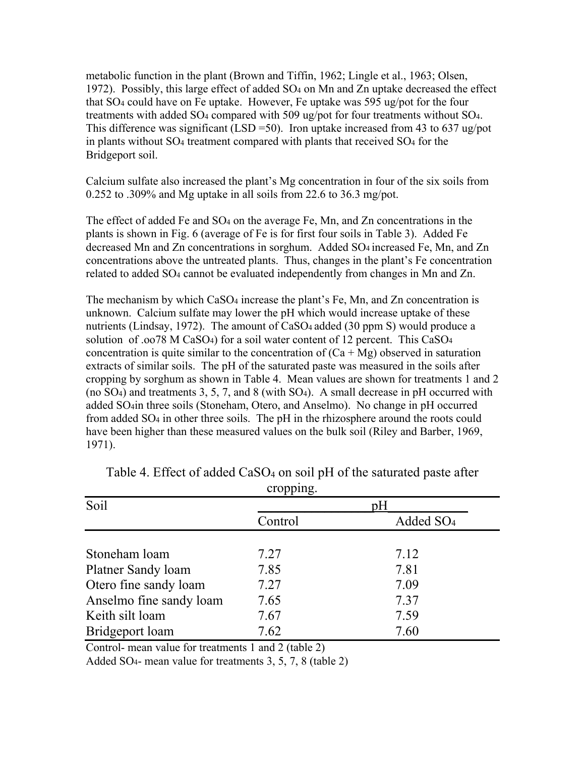metabolic function in the plant (Brown and Tiffin, 1962; Lingle et al., 1963; Olsen, 1972). Possibly, this large effect of added $SO_4$ on Mn and Zn uptake decreased the effect that $SO_4$ could have on Fe uptake. However, Fe uptake was 595 ug/pot for the four treatments with added $SO_4$ compared with 509 ug/pot for four treatments without $SO_4$. This difference was significant (LSD =50). Iron uptake increased from 43 to 637 ug/pot in plants without $SO_4$ treatment compared with plants that received $SO_4$ for the Bridgeport soil.

Calcium sulfate also increased the plant's Mg concentration in four of the six soils from 0.252 to .309% and Mg uptake in all soils from 22.6 to 36.3 mg/pot.

The effect of added Fe and $SO_4$ on the average Fe, Mn, and Zn concentrations in the plants is shown in Fig. 6 (average of Fe is for first four soils in Table 3). Added Fe decreased Mn and Zn concentrations in sorghum. Added $SO_4$ increased Fe, Mn, and Zn concentrations above the untreated plants. Thus, changes in the plant's Fe concentration related to added $SO_4$ cannot be evaluated independently from changes in Mn and Zn.

The mechanism by which $CaSO_4$ increase the plant's Fe, Mn, and Zn concentration is unknown. Calcium sulfate may lower the pH which would increase uptake of these nutrients (Lindsay, 1972). The amount of $CaSO_4$ added (30 ppm S) would produce a solution of .oo78 M $CaSO_4$) for a soil water content of 12 percent. This $CaSO_4$ concentration is quite similar to the concentration of (Ca + Mg) observed in saturation extracts of similar soils. The pH of the saturated paste was measured in the soils after cropping by sorghum as shown in Table 4. Mean values are shown for treatments 1 and 2 (no $SO_4$) and treatments 3, 5, 7, and 8 (with $SO_4$). A small decrease in pH occurred with added $SO_4$in three soils (Stoneham, Otero, and Anselmo). No change in pH occurred from added $SO_4$ in other three soils. The pH in the rhizosphere around the roots could have been higher than these measured values on the bulk soil (Riley and Barber, 1969, 1971).

Table 4. Effect of added $CaSO_4$ on soil pH of the saturated paste after cropping.

| Soil | pH | |
|---|---|---|
| | Control | Added $SO_4$ |
| Stoneham loam | 7.27 | 7.12 |
| Platner Sandy loam | 7.85 | 7.81 |
| Otero fine sandy loam | 7.27 | 7.09 |
| Anselmo fine sandy loam | 7.65 | 7.37 |
| Keith silt loam | 7.67 | 7.59 |
| Bridgeport loam | 7.62 | 7.60 |

Control- mean value for treatments 1 and 2 (table 2)

Added $SO_4$- mean value for treatments 3, 5, 7, 8 (table 2)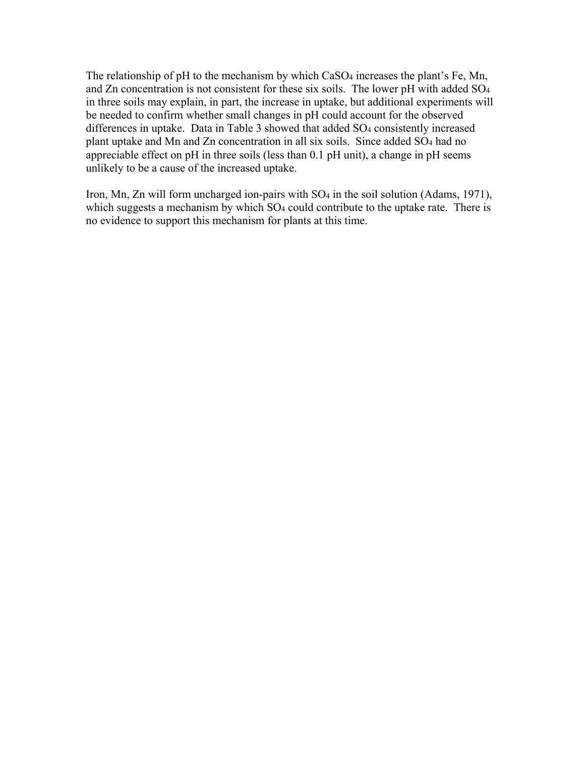The relationship of pH to the mechanism by which $CaSO_4$ increases the plant's Fe, Mn, and Zn concentration is not consistent for these six soils. The lower pH with added $SO_4$ in three soils may explain, in part, the increase in uptake, but additional experiments will be needed to confirm whether small changes in pH could account for the observed differences in uptake. Data in Table 3 showed that added $SO_4$ consistently increased plant uptake and Mn and Zn concentration in all six soils. Since added $SO_4$ had no appreciable effect on pH in three soils (less than 0.1 pH unit), a change in pH seems unlikely to be a cause of the increased uptake.

Iron, Mn, Zn will form uncharged ion-pairs with $SO_4$ in the soil solution (Adams, 1971), which suggests a mechanism by which $SO_4$ could contribute to the uptake rate. There is no evidence to support this mechanism for plants at this time.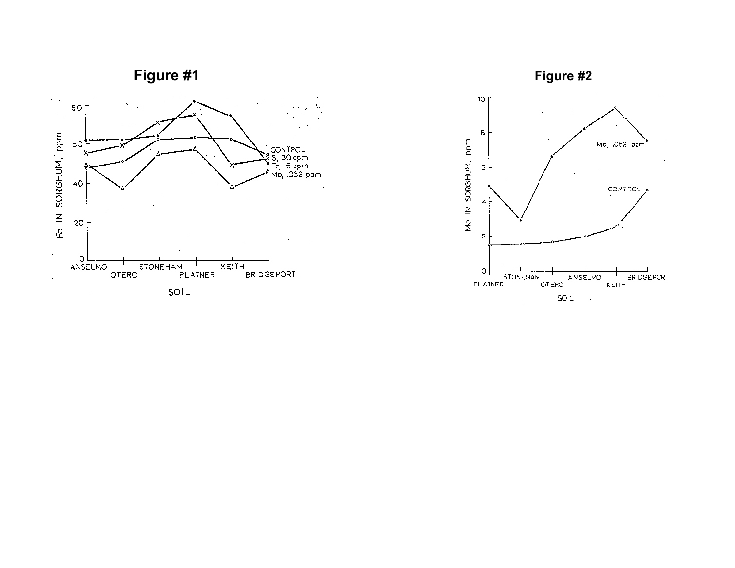**Figure #1**

**Figure #2**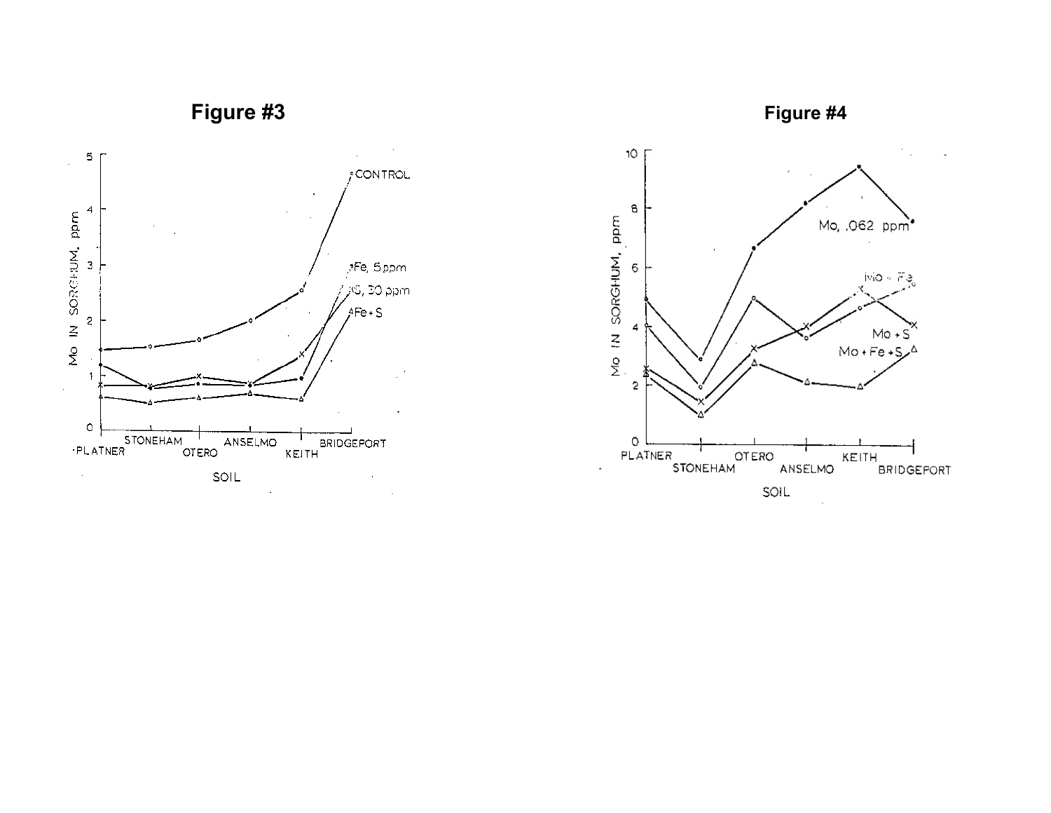**Figure #3**

**Figure #4**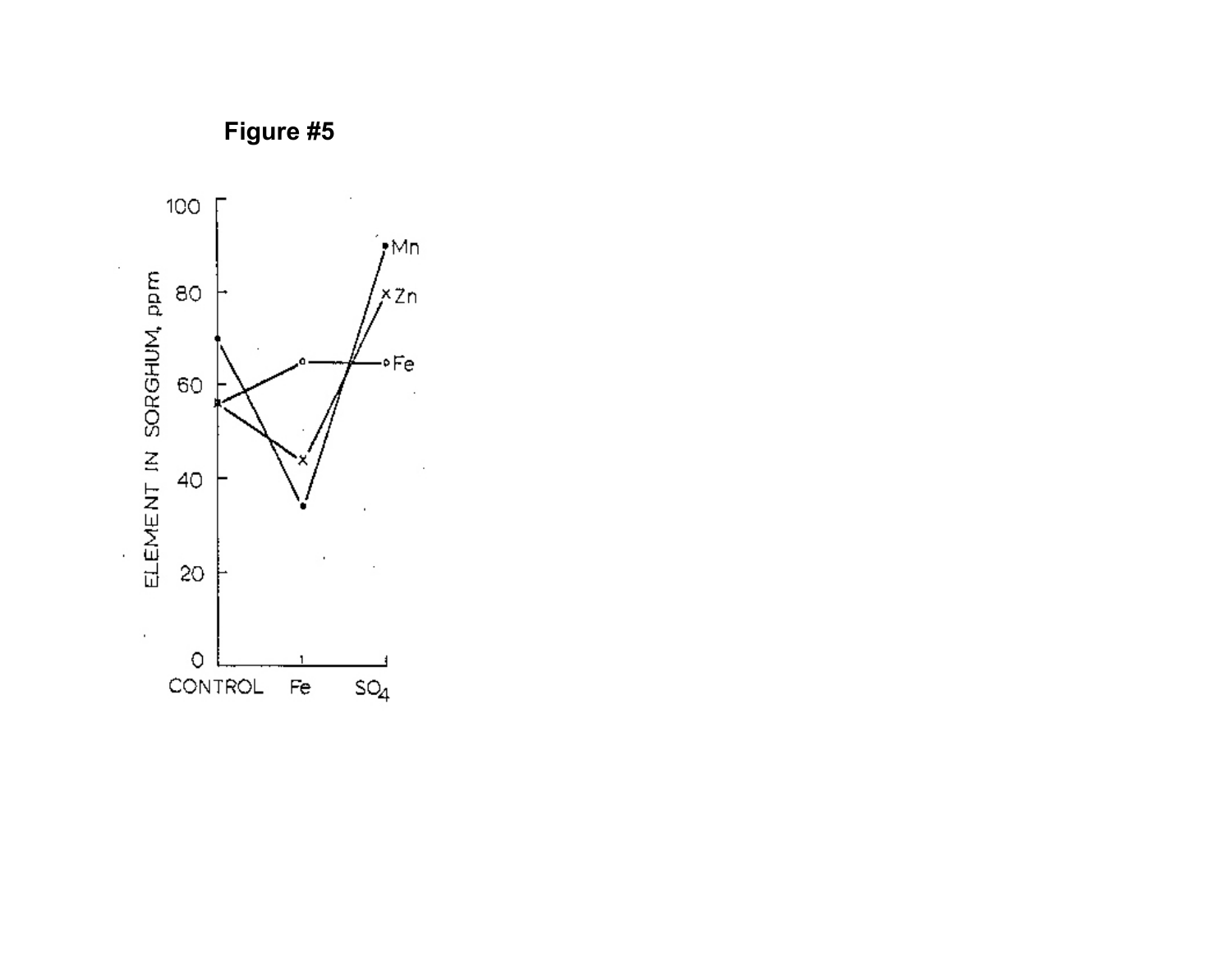**Figure #5**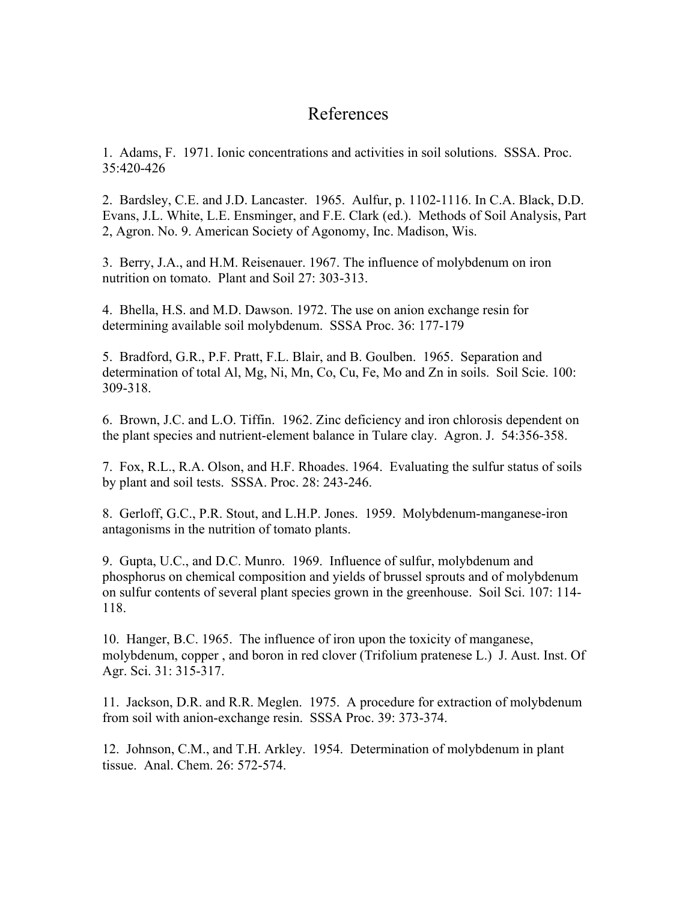# References

1. Adams, F. 1971. Ionic concentrations and activities in soil solutions. SSSA. Proc. 35:420-426

2. Bardsley, C.E. and J.D. Lancaster. 1965. Aulfur, p. 1102-1116. In C.A. Black, D.D. Evans, J.L. White, L.E. Ensminger, and F.E. Clark (ed.). Methods of Soil Analysis, Part 2, Agron. No. 9. American Society of Agonomy, Inc. Madison, Wis.

3. Berry, J.A., and H.M. Reisenauer. 1967. The influence of molybdenum on iron nutrition on tomato. Plant and Soil 27: 303-313.

4. Bhella, H.S. and M.D. Dawson. 1972. The use on anion exchange resin for determining available soil molybdenum. SSSA Proc. 36: 177-179

5. Bradford, G.R., P.F. Pratt, F.L. Blair, and B. Goulben. 1965. Separation and determination of total Al, Mg, Ni, Mn, Co, Cu, Fe, Mo and Zn in soils. Soil Scie. 100: 309-318.

6. Brown, J.C. and L.O. Tiffin. 1962. Zinc deficiency and iron chlorosis dependent on the plant species and nutrient-element balance in Tulare clay. Agron. J. 54:356-358.

7. Fox, R.L., R.A. Olson, and H.F. Rhoades. 1964. Evaluating the sulfur status of soils by plant and soil tests. SSSA. Proc. 28: 243-246.

8. Gerloff, G.C., P.R. Stout, and L.H.P. Jones. 1959. Molybdenum-manganese-iron antagonisms in the nutrition of tomato plants.

9. Gupta, U.C., and D.C. Munro. 1969. Influence of sulfur, molybdenum and phosphorus on chemical composition and yields of brussel sprouts and of molybdenum on sulfur contents of several plant species grown in the greenhouse. Soil Sci. 107: 114-118.

10. Hanger, B.C. 1965. The influence of iron upon the toxicity of manganese, molybdenum, copper , and boron in red clover (Trifolium pratenese L.) J. Aust. Inst. Of Agr. Sci. 31: 315-317.

11. Jackson, D.R. and R.R. Meglen. 1975. A procedure for extraction of molybdenum from soil with anion-exchange resin. SSSA Proc. 39: 373-374.

12. Johnson, C.M., and T.H. Arkley. 1954. Determination of molybdenum in plant tissue. Anal. Chem. 26: 572-574.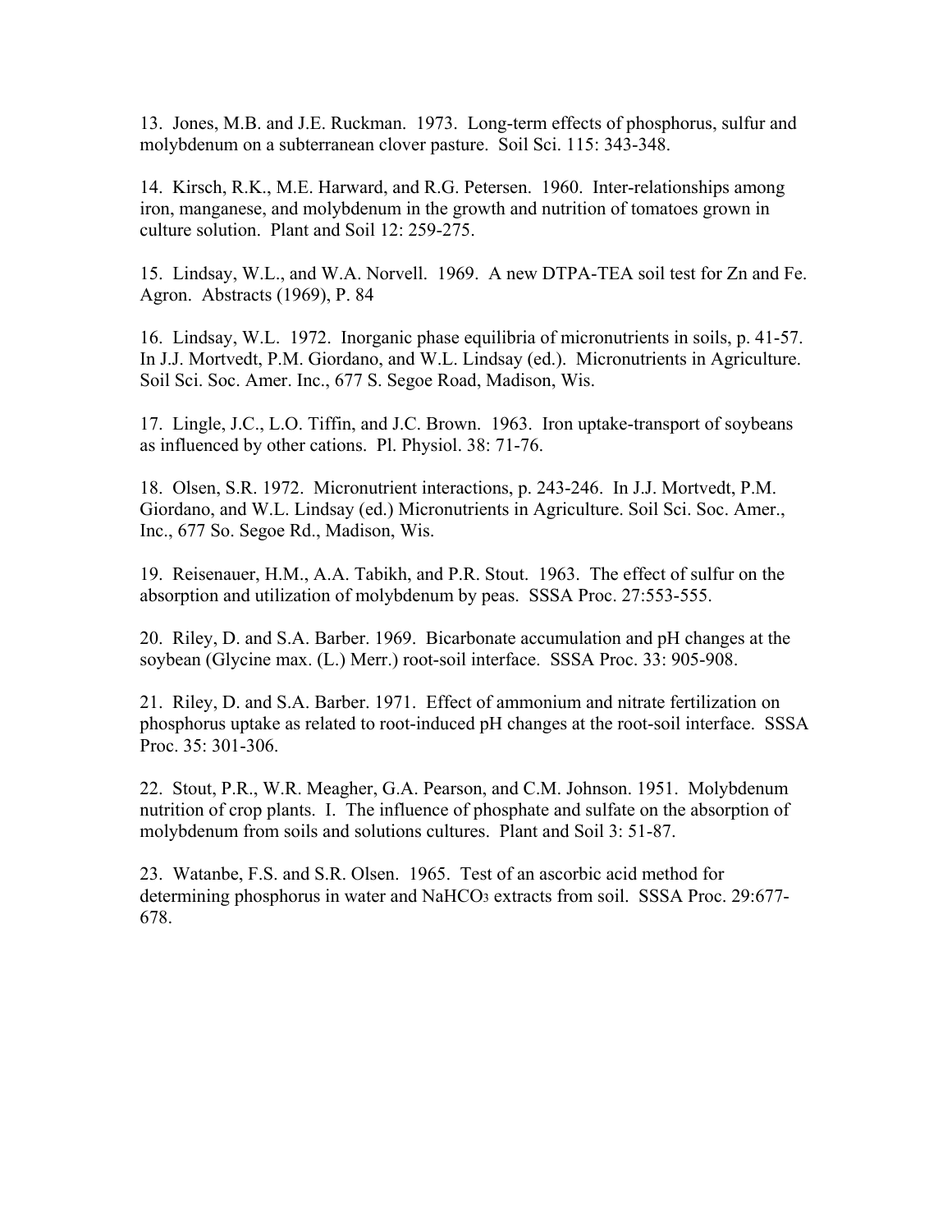13. Jones, M.B. and J.E. Ruckman. 1973. Long-term effects of phosphorus, sulfur and molybdenum on a subterranean clover pasture. Soil Sci. 115: 343-348.

14. Kirsch, R.K., M.E. Harward, and R.G. Petersen. 1960. Inter-relationships among iron, manganese, and molybdenum in the growth and nutrition of tomatoes grown in culture solution. Plant and Soil 12: 259-275.

15. Lindsay, W.L., and W.A. Norvell. 1969. A new DTPA-TEA soil test for Zn and Fe. Agron. Abstracts (1969), P. 84

16. Lindsay, W.L. 1972. Inorganic phase equilibria of micronutrients in soils, p. 41-57. In J.J. Mortvedt, P.M. Giordano, and W.L. Lindsay (ed.). Micronutrients in Agriculture. Soil Sci. Soc. Amer. Inc., 677 S. Segoe Road, Madison, Wis.

17. Lingle, J.C., L.O. Tiffin, and J.C. Brown. 1963. Iron uptake-transport of soybeans as influenced by other cations. Pl. Physiol. 38: 71-76.

18. Olsen, S.R. 1972. Micronutrient interactions, p. 243-246. In J.J. Mortvedt, P.M. Giordano, and W.L. Lindsay (ed.) Micronutrients in Agriculture. Soil Sci. Soc. Amer., Inc., 677 So. Segoe Rd., Madison, Wis.

19. Reisenauer, H.M., A.A. Tabikh, and P.R. Stout. 1963. The effect of sulfur on the absorption and utilization of molybdenum by peas. SSSA Proc. 27:553-555.

20. Riley, D. and S.A. Barber. 1969. Bicarbonate accumulation and pH changes at the soybean (Glycine max. (L.) Merr.) root-soil interface. SSSA Proc. 33: 905-908.

21. Riley, D. and S.A. Barber. 1971. Effect of ammonium and nitrate fertilization on phosphorus uptake as related to root-induced pH changes at the root-soil interface. SSSA Proc. 35: 301-306.

22. Stout, P.R., W.R. Meagher, G.A. Pearson, and C.M. Johnson. 1951. Molybdenum nutrition of crop plants. I. The influence of phosphate and sulfate on the absorption of molybdenum from soils and solutions cultures. Plant and Soil 3: 51-87.

23. Watanbe, F.S. and S.R. Olsen. 1965. Test of an ascorbic acid method for determining phosphorus in water and $NaHCO_3$ extracts from soil. SSSA Proc. 29:677-678.